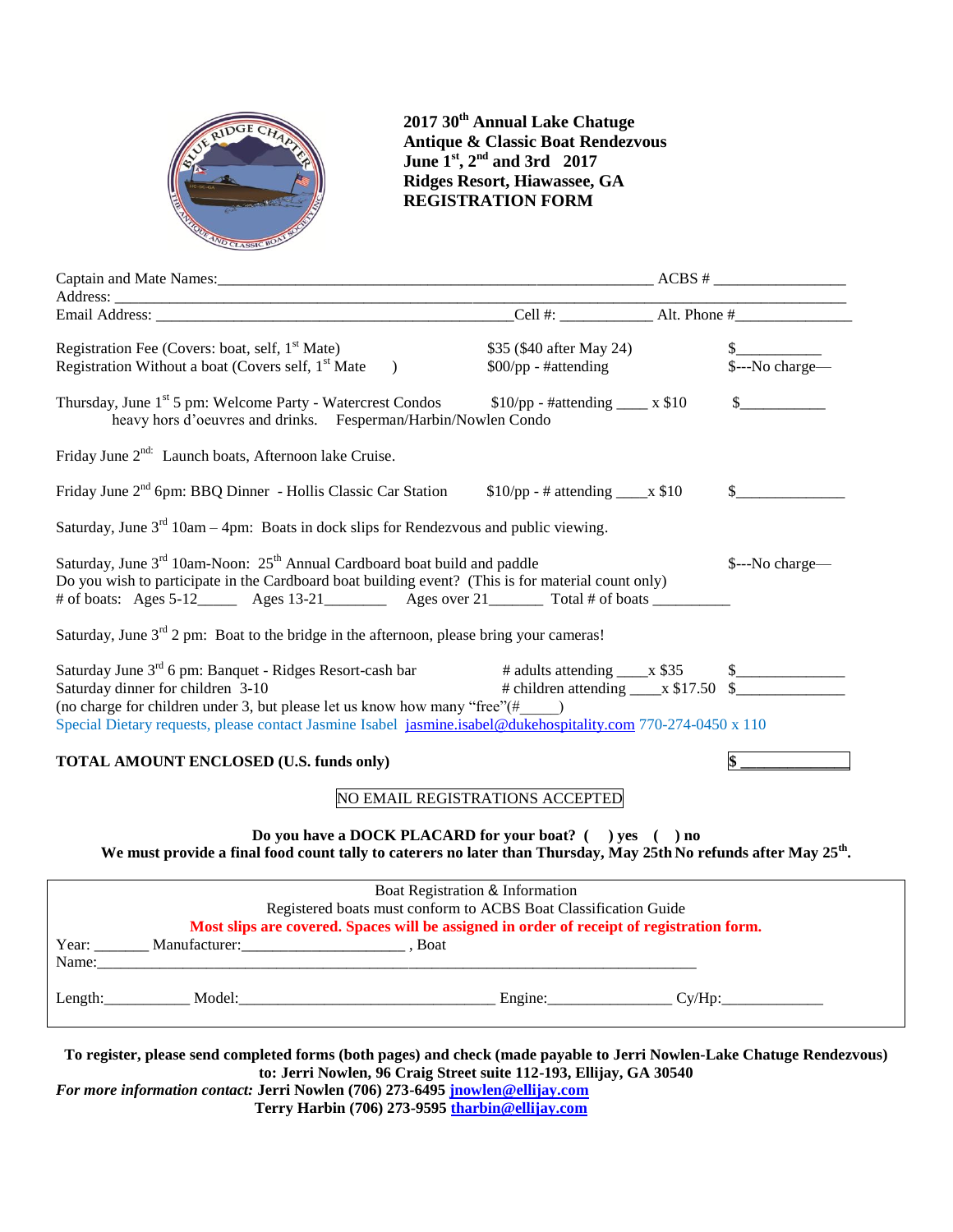**2017 30th Annual Lake Chatuge**
**Antique & Classic Boat Rendezvous**
**June 1st, 2nd and 3rd 2017**
**Ridges Resort, Hiawassee, GA**
**REGISTRATION FORM**

Captain and Mate Names:_______________________________________________________ ACBS # _________________
Address: ________________________________________________________________________________________________
Email Address: _______________________________________________Cell #: ____________ Alt. Phone #_______________

Registration Fee (Covers: boat, self, 1st Mate) — $35 ($40 after May 24) — $___________
Registration Without a boat (Covers self, 1st Mate ) — $00/pp - #attending — $---No charge—

Thursday, June 1st 5 pm: Welcome Party - Watercrest Condos — $10/pp - #attending ____ x $10 — $___________
heavy hors d'oeuvres and drinks. Fesperman/Harbin/Nowlen Condo

Friday June 2nd: Launch boats, Afternoon lake Cruise.

Friday June 2nd 6pm: BBQ Dinner - Hollis Classic Car Station — $10/pp - # attending ____x $10 — $______________

Saturday, June 3rd 10am – 4pm: Boats in dock slips for Rendezvous and public viewing.

Saturday, June 3rd 10am-Noon: 25th Annual Cardboard boat build and paddle — $---No charge—
Do you wish to participate in the Cardboard boat building event? (This is for material count only)
# of boats: Ages 5-12_____ Ages 13-21________ Ages over 21_______ Total # of boats __________

Saturday, June 3rd 2 pm: Boat to the bridge in the afternoon, please bring your cameras!

Saturday June 3rd 6 pm: Banquet - Ridges Resort-cash bar — # adults attending ____x $35 — $______________
Saturday dinner for children 3-10 — # children attending ____x $17.50 — $______________
(no charge for children under 3, but please let us know how many "free"(#_____)
Special Dietary requests, please contact Jasmine Isabel jasmine.isabel@dukehospitality.com 770-274-0450 x 110

**TOTAL AMOUNT ENCLOSED (U.S. funds only)** — **$ ______________**

NO EMAIL REGISTRATIONS ACCEPTED

**Do you have a DOCK PLACARD for your boat? ( ) yes ( ) no**
**We must provide a final food count tally to caterers no later than Thursday, May 25th No refunds after May 25th.**

Boat Registration & Information
Registered boats must conform to ACBS Boat Classification Guide
**Most slips are covered. Spaces will be assigned in order of receipt of registration form.**
Year: _______ Manufacturer:____________________ , Boat Name:_________________________________________________

Length:___________ Model:________________________________ Engine:_______________ Cy/Hp:_____________

**To register, please send completed forms (both pages) and check (made payable to Jerri Nowlen-Lake Chatuge Rendezvous) to: Jerri Nowlen, 96 Craig Street suite 112-193, Ellijay, GA 30540**
*For more information contact:* **Jerri Nowlen (706) 273-6495 jnowlen@ellijay.com**
**Terry Harbin (706) 273-9595 tharbin@ellijay.com**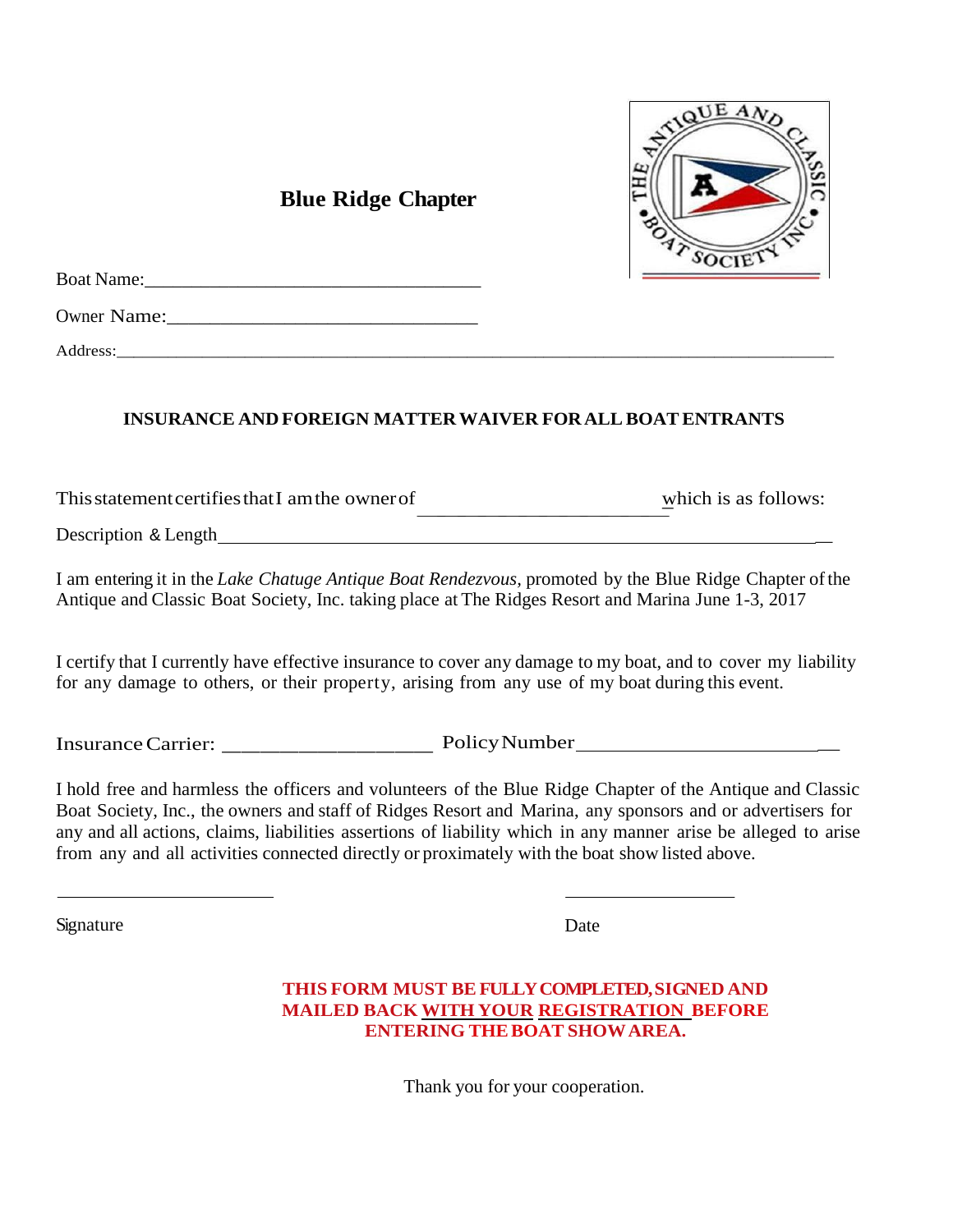## Blue Ridge Chapter

Boat Name:___________________________________

Owner Name:________________________________

Address:_______________________________________________________________________________

### INSURANCE AND FOREIGN MATTER WAIVER FOR ALL BOAT ENTRANTS

This statement certifies that I am the owner of ___________________________ which is as follows:

Description & Length_______________________________________________________________

I am entering it in the *Lake Chatuge Antique Boat Rendezvous*, promoted by the Blue Ridge Chapter of the Antique and Classic Boat Society, Inc. taking place at The Ridges Resort and Marina June 1-3, 2017

I certify that I currently have effective insurance to cover any damage to my boat, and to cover my liability for any damage to others, or their property, arising from any use of my boat during this event.

Insurance Carrier: ____________________ Policy Number__________________________

I hold free and harmless the officers and volunteers of the Blue Ridge Chapter of the Antique and Classic Boat Society, Inc., the owners and staff of Ridges Resort and Marina, any sponsors and or advertisers for any and all actions, claims, liabilities assertions of liability which in any manner arise be alleged to arise from any and all activities connected directly or proximately with the boat show listed above.

________________________ ___________________

Signature Date

**THIS FORM MUST BE FULLY COMPLETED, SIGNED AND MAILED BACK WITH YOUR REGISTRATION BEFORE ENTERING THE BOAT SHOW AREA.**

Thank you for your cooperation.